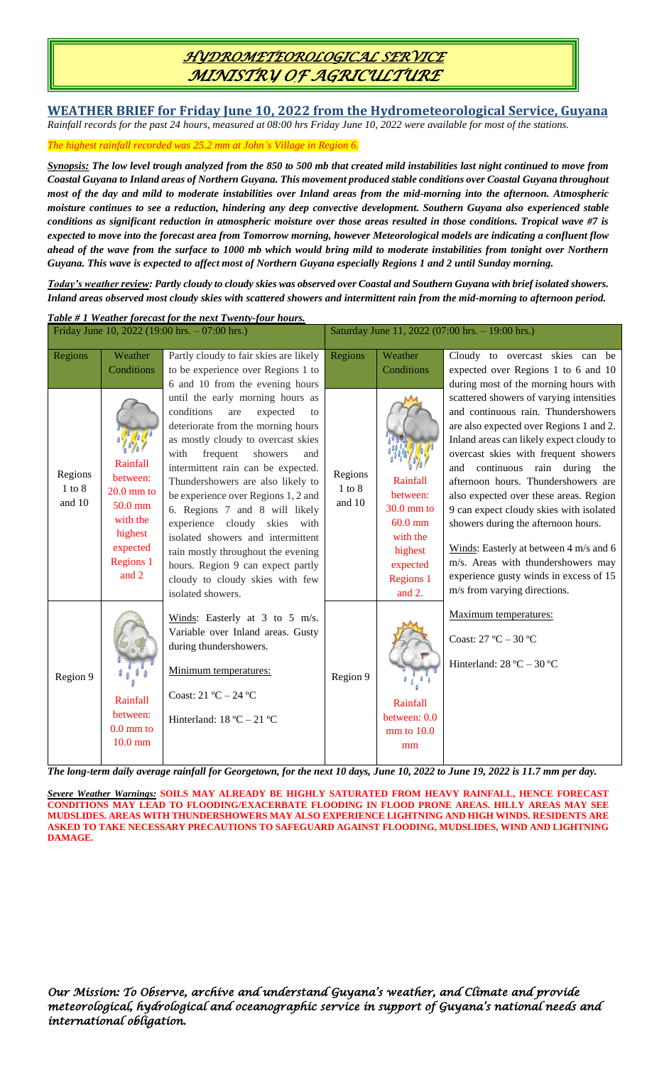# *HYDROMETEOROLOGICAL SERVICE*
# *MINISTRY OF AGRICULTURE*

## WEATHER BRIEF for Friday June 10, 2022 from the Hydrometeorological Service, Guyana

*Rainfall records for the past 24 hours, measured at 08:00 hrs Friday June 10, 2022 were available for most of the stations.*

*The highest rainfall recorded was 25.2 mm at John's Village in Region 6.*

***Synopsis:*** ***The low level trough analyzed from the 850 to 500 mb that created mild instabilities last night continued to move from Coastal Guyana to Inland areas of Northern Guyana. This movement produced stable conditions over Coastal Guyana throughout most of the day and mild to moderate instabilities over Inland areas from the mid-morning into the afternoon. Atmospheric moisture continues to see a reduction, hindering any deep convective development. Southern Guyana also experienced stable conditions as significant reduction in atmospheric moisture over those areas resulted in those conditions. Tropical wave #7 is expected to move into the forecast area from Tomorrow morning, however Meteorological models are indicating a confluent flow ahead of the wave from the surface to 1000 mb which would bring mild to moderate instabilities from tonight over Northern Guyana. This wave is expected to affect most of Northern Guyana especially Regions 1 and 2 until Sunday morning.***

***Today's weather review:*** ***Partly cloudy to cloudy skies was observed over Coastal and Southern Guyana with brief isolated showers. Inland areas observed most cloudy skies with scattered showers and intermittent rain from the mid-morning to afternoon period.***

***Table # 1 Weather forecast for the next Twenty-four hours.***

| Friday June 10, 2022 (19:00 hrs. – 07:00 hrs.) | | | Saturday June 11, 2022 (07:00 hrs. – 19:00 hrs.) | | |
|---|---|---|---|---|---|
| Regions | Weather Conditions | Partly cloudy to fair skies are likely to be experience over Regions 1 to 6 and 10 from the evening hours until the early morning hours as conditions are expected to deteriorate from the morning hours as mostly cloudy to overcast skies with frequent showers and intermittent rain can be expected. Thundershowers are also likely to be experience over Regions 1, 2 and 6. Regions 7 and 8 will likely experience cloudy skies with isolated showers and intermittent rain mostly throughout the evening hours. Region 9 can expect partly cloudy to cloudy skies with few isolated showers. | Regions | Weather Conditions | Cloudy to overcast skies can be expected over Regions 1 to 6 and 10 during most of the morning hours with scattered showers of varying intensities and continuous rain. Thundershowers are also expected over Regions 1 and 2. Inland areas can likely expect cloudy to overcast skies with frequent showers and continuous rain during the afternoon hours. Thundershowers are also expected over these areas. Region 9 can expect cloudy skies with isolated showers during the afternoon hours. |
| Regions 1 to 8 and 10 | Rainfall between: 20.0 mm to 50.0 mm with the highest expected Regions 1 and 2 | | Regions 1 to 8 and 10 | Rainfall between: 30.0 mm to 60.0 mm with the highest expected Regions 1 and 2. | Winds: Easterly at between 4 m/s and 6 m/s. Areas with thundershowers may experience gusty winds in excess of 15 m/s from varying directions. |
| Region 9 | Rainfall between: 0.0 mm to 10.0 mm | Winds: Easterly at 3 to 5 m/s. Variable over Inland areas. Gusty during thundershowers.<br><br>Minimum temperatures:<br><br>Coast: 21 ºC – 24 ºC<br><br>Hinterland: 18 ºC – 21 ºC | Region 9 | Rainfall between: 0.0 mm to 10.0 mm | Maximum temperatures:<br><br>Coast: 27 ºC – 30 ºC<br><br>Hinterland: 28 ºC – 30 ºC |

***The long-term daily average rainfall for Georgetown, for the next 10 days, June 10, 2022 to June 19, 2022 is 11.7 mm per day.***

***Severe Weather Warnings:*** **SOILS MAY ALREADY BE HIGHLY SATURATED FROM HEAVY RAINFALL, HENCE FORECAST CONDITIONS MAY LEAD TO FLOODING/EXACERBATE FLOODING IN FLOOD PRONE AREAS. HILLY AREAS MAY SEE MUDSLIDES. AREAS WITH THUNDERSHOWERS MAY ALSO EXPERIENCE LIGHTNING AND HIGH WINDS. RESIDENTS ARE ASKED TO TAKE NECESSARY PRECAUTIONS TO SAFEGUARD AGAINST FLOODING, MUDSLIDES, WIND AND LIGHTNING DAMAGE.**

*Our Mission: To Observe, archive and understand Guyana's weather, and Climate and provide meteorological, hydrological and oceanographic service in support of Guyana's national needs and international obligation.*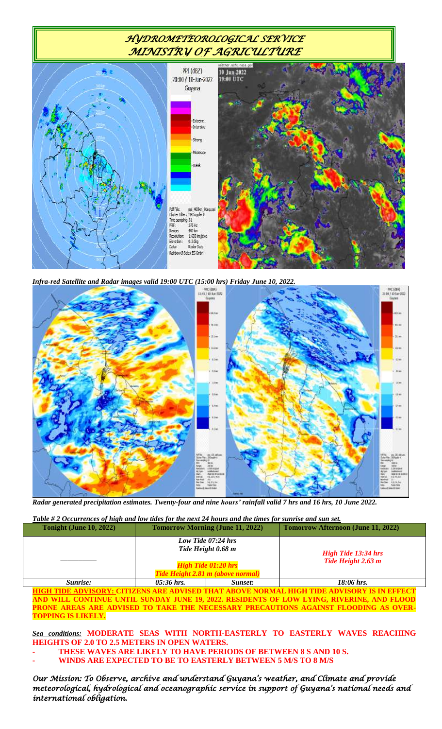# HYDROMETEOROLOGICAL SERVICE
# MINISTRY OF AGRICULTURE

*Infra-red Satellite and Radar images valid 19:00 UTC (15:00 hrs) Friday June 10, 2022.*

*Radar generated precipitation estimates. Twenty-four and nine hours' rainfall valid 7 hrs and 16 hrs, 10 June 2022.*

***Table # 2 Occurrences of high and low tides for the next 24 hours and the times for sunrise and sun set.***

| Tonight (June 10, 2022) | Tomorrow Morning (June 11, 2022) | | Tomorrow Afternoon (June 11, 2022) |
|---|---|---|---|
| ________ | *Low Tide 07:24 hrs* *Tide Height 0.68 m* *High Tide 01:20 hrs* *Tide Height 2.81 m (above normal)* | | *High Tide 13:34 hrs* *Tide Height 2.63 m* |
| *Sunrise:* | *05:36 hrs.* | *Sunset:* | *18:06 hrs.* |

**HIGH TIDE ADVISORY: CITIZENS ARE ADVISED THAT ABOVE NORMAL HIGH TIDE ADVISORY IS IN EFFECT AND WILL CONTINUE UNTIL SUNDAY JUNE 19, 2022. RESIDENTS OF LOW LYING, RIVERINE, AND FLOOD PRONE AREAS ARE ADVISED TO TAKE THE NECESSARY PRECAUTIONS AGAINST FLOODING AS OVER-TOPPING IS LIKELY.**

***Sea conditions:*** **MODERATE SEAS WITH NORTH-EASTERLY TO EASTERLY WAVES REACHING HEIGHTS OF 2.0 TO 2.5 METERS IN OPEN WATERS.**

- **THESE WAVES ARE LIKELY TO HAVE PERIODS OF BETWEEN 8 S AND 10 S.**
- **WINDS ARE EXPECTED TO BE TO EASTERLY BETWEEN 5 M/S TO 8 M/S**

*Our Mission: To Observe, archive and understand Guyana's weather, and Climate and provide meteorological, hydrological and oceanographic service in support of Guyana's national needs and international obligation.*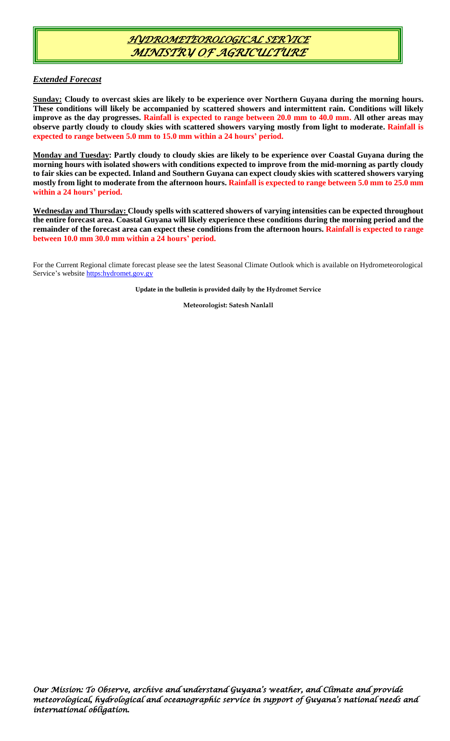# *HYDROMETEOROLOGICAL SERVICE MINISTRY OF AGRICULTURE*

## *Extended Forecast*

**Sunday: Cloudy to overcast skies are likely to be experience over Northern Guyana during the morning hours. These conditions will likely be accompanied by scattered showers and intermittent rain. Conditions will likely improve as the day progresses. Rainfall is expected to range between 20.0 mm to 40.0 mm. All other areas may observe partly cloudy to cloudy skies with scattered showers varying mostly from light to moderate. Rainfall is expected to range between 5.0 mm to 15.0 mm within a 24 hours' period.**

**Monday and Tuesday: Partly cloudy to cloudy skies are likely to be experience over Coastal Guyana during the morning hours with isolated showers with conditions expected to improve from the mid-morning as partly cloudy to fair skies can be expected. Inland and Southern Guyana can expect cloudy skies with scattered showers varying mostly from light to moderate from the afternoon hours. Rainfall is expected to range between 5.0 mm to 25.0 mm within a 24 hours' period.**

**Wednesday and Thursday: Cloudy spells with scattered showers of varying intensities can be expected throughout the entire forecast area. Coastal Guyana will likely experience these conditions during the morning period and the remainder of the forecast area can expect these conditions from the afternoon hours. Rainfall is expected to range between 10.0 mm 30.0 mm within a 24 hours' period.**

For the Current Regional climate forecast please see the latest Seasonal Climate Outlook which is available on Hydrometeorological Service's website https:hydromet.gov.gy

**Update in the bulletin is provided daily by the Hydromet Service**

**Meteorologist: Satesh Nanlall**

*Our Mission: To Observe, archive and understand Guyana's weather, and Climate and provide meteorological, hydrological and oceanographic service in support of Guyana's national needs and international obligation.*